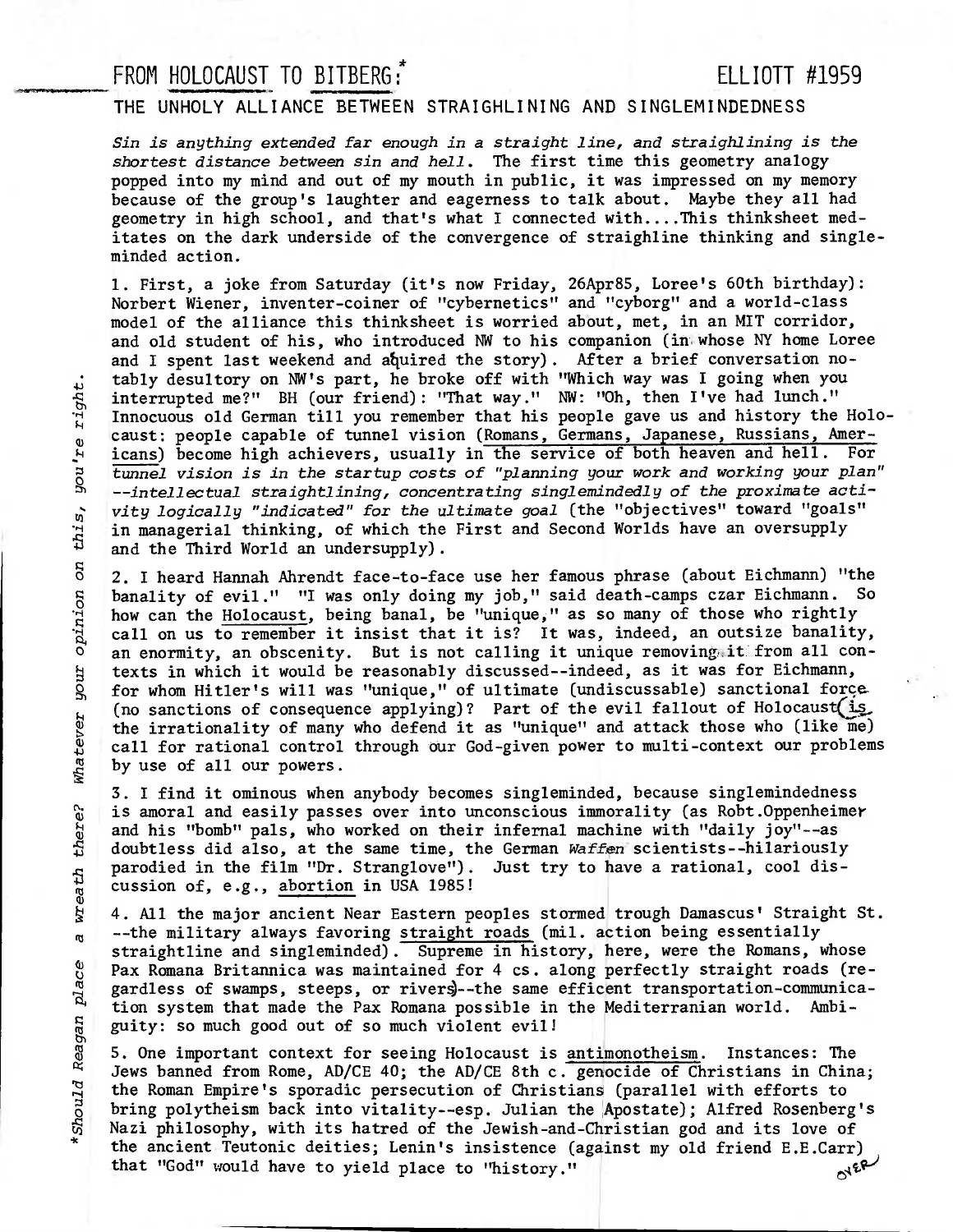# FROM HOLOCAUST TO BITBERG:* ELLIOTT #1959

## THE UNHOLY ALLIANCE BETWEEN STRAIGHLINING AND SINGLEMINDEDNESS

*Sin is anything extended far enough in a straight line, and straighlining is the shortest distance between sin and hell.* The first time this geometry analogy popped into my mind and out of my mouth in public, it was impressed on my memory because of the group's laughter and eagerness to talk about. Maybe they all had geometry in high school, and that's what I connected with....This thinksheet meditates on the dark underside of the convergence of straighline thinking and singleminded action.

1. First, a joke from Saturday (it's now Friday, 26Apr85, Loree's 60th birthday): Norbert Wiener, inventer-coiner of "cybernetics" and "cyborg" and a world-class model of the alliance this thinksheet is worried about, met, in an MIT corridor, and old student of his, who introduced NW to his companion (in whose NY home Loree and I spent last weekend and aquired the story). After a brief conversation notably desultory on NW's part, he broke off with "Which way was I going when you interrupted me?" BH (our friend): "That way." NW: "Oh, then I've had lunch." Innocuous old German till you remember that his people gave us and history the Holocaust: people capable of tunnel vision (Romans, Germans, Japanese, Russians, Americans) become high achievers, usually in the service of both heaven and hell. For *tunnel vision is in the startup costs of "planning your work and working your plan" --intellectual straightlining, concentrating singlemindedly of the proximate activity logically "indicated" for the ultimate goal* (the "objectives" toward "goals" in managerial thinking, of which the First and Second Worlds have an oversupply and the Third World an undersupply).

2. I heard Hannah Ahrendt face-to-face use her famous phrase (about Eichmann) "the banality of evil." "I was only doing my job," said death-camps czar Eichmann. So how can the Holocaust, being banal, be "unique," as so many of those who rightly call on us to remember it insist that it is? It was, indeed, an outsize banality, an enormity, an obscenity. But is not calling it unique removing it from all contexts in which it would be reasonably discussed--indeed, as it was for Eichmann, for whom Hitler's will was "unique," of ultimate (undiscussable) sanctional force (no sanctions of consequence applying)? Part of the evil fallout of Holocaust is the irrationality of many who defend it as "unique" and attack those who (like me) call for rational control through our God-given power to multi-context our problems by use of all our powers.

3. I find it ominous when anybody becomes singleminded, because singlemindedness is amoral and easily passes over into unconscious immorality (as Robt.Oppenheimer and his "bomb" pals, who worked on their infernal machine with "daily joy"--as doubtless did also, at the same time, the German *Waffen* scientists--hilariously parodied in the film "Dr. Stranglove"). Just try to have a rational, cool discussion of, e.g., abortion in USA 1985!

4. All the major ancient Near Eastern peoples stormed trough Damascus' Straight St. --the military always favoring straight roads (mil. action being essentially straightline and singleminded). Supreme in history, here, were the Romans, whose Pax Romana Britannica was maintained for 4 cs. along perfectly straight roads (regardless of swamps, steeps, or rivers)--the same efficent transportation-communication system that made the Pax Romana possible in the Mediterranian world. Ambiguity: so much good out of so much violent evil!

5. One important context for seeing Holocaust is antimonotheism. Instances: The Jews banned from Rome, AD/CE 40; the AD/CE 8th c. genocide of Christians in China; the Roman Empire's sporadic persecution of Christians (parallel with efforts to bring polytheism back into vitality--esp. Julian the Apostate); Alfred Rosenberg's Nazi philosophy, with its hatred of the Jewish-and-Christian god and its love of the ancient Teutonic deities; Lenin's insistence (against my old friend E.E.Carr) that "God" would have to yield place to "history." OVER

*\*Should Reagan place a wreath there? Whatever your opinion on this, you're right.*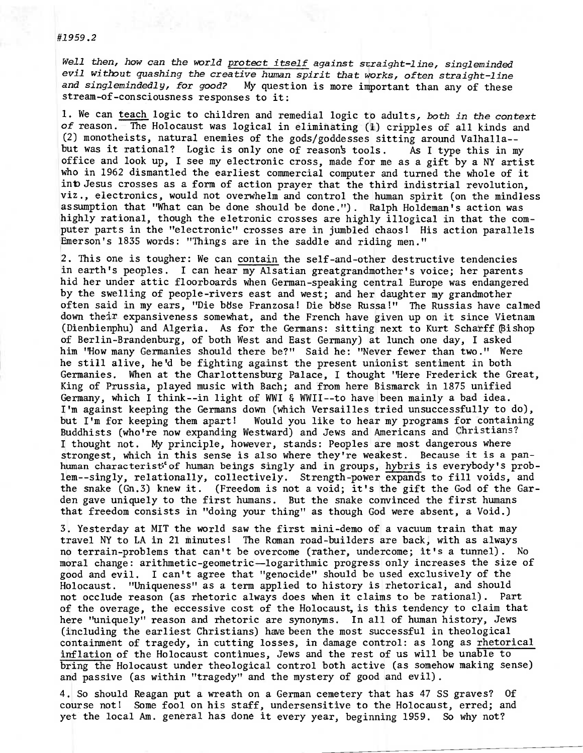#1959.2

*Well then, how can the world protect itself against straight-line, singleminded evil without quashing the creative human spirit that works, often straight-line and singlemindedly, for good?* My question is more important than any of these stream-of-consciousness responses to it:

1. We can teach logic to children and remedial logic to adults, *both in the context of* reason. The Holocaust was logical in eliminating (1) cripples of all kinds and (2) monotheists, natural enemies of the gods/goddesses sitting around Valhalla--but was it rational? Logic is only one of reason's tools. As I type this in my office and look up, I see my electronic cross, made for me as a gift by a NY artist who in 1962 dismantled the earliest commercial computer and turned the whole of it into Jesus crosses as a form of action prayer that the third indistrial revolution, viz., electronics, would not overwhelm and control the human spirit (on the mindless assumption that "What can be done should be done."). Ralph Holdeman's action was highly rational, though the eletronic crosses are highly illogical in that the computer parts in the "electronic" crosses are in jumbled chaos! His action parallels Emerson's 1835 words: "Things are in the saddle and riding men."

2. This one is tougher: We can contain the self-and-other destructive tendencies in earth's peoples. I can hear my Alsatian greatgrandmother's voice; her parents hid her under attic floorboards when German-speaking central Europe was endangered by the swelling of people-rivers east and west; and her daughter my grandmother often said in my ears, "Die böse Franzosa! Die böse Russa!" The Russias have calmed down their expansiveness somewhat, and the French have given up on it since Vietnam (Dienbienphu) and Algeria. As for the Germans: sitting next to Kurt Scharff (Bishop of Berlin-Brandenburg, of both West and East Germany) at lunch one day, I asked him "How many Germanies should there be?" Said he: "Never fewer than two." Were he still alive, he'd be fighting against the present unionist sentiment in both Germanies. When at the Charlottensburg Palace, I thought "Here Frederick the Great, King of Prussia, played music with Bach; and from here Bismarck in 1875 unified Germany, which I think--in light of WWI & WWII--to have been mainly a bad idea. I'm against keeping the Germans down (which Versailles tried unsuccessfully to do), but I'm for keeping them apart! Would you like to hear my programs for containing Buddhists (who're now expanding Westward) and Jews and Americans and Christians? I thought not. My principle, however, stands: Peoples are most dangerous where strongest, which in this sense is also where they're weakest. Because it is a panhuman characteristic of human beings singly and in groups, hybris is everybody's problem--singly, relationally, collectively. Strength-power expands to fill voids, and the snake (Gn.3) knew it. (Freedom is not a void; it's the gift the God of the Garden gave uniquely to the first humans. But the snake convinced the first humans that freedom consists in "doing your thing" as though God were absent, a Void.)

3. Yesterday at MIT the world saw the first mini-demo of a vacuum train that may travel NY to LA in 21 minutes! The Roman road-builders are back, with as always no terrain-problems that can't be overcome (rather, undercome; it's a tunnel). No moral change: arithmetic-geometric—logarithmic progress only increases the size of good and evil. I can't agree that "genocide" should be used exclusively of the Holocaust. "Uniqueness" as a term applied to history is rhetorical, and should not occlude reason (as rhetoric always does when it claims to be rational). Part of the overage, the eccessive cost of the Holocaust, is this tendency to claim that here "uniquely" reason and rhetoric are synonyms. In all of human history, Jews (including the earliest Christians) have been the most successful in theological containment of tragedy, in cutting losses, in damage control: as long as rhetorical inflation of the Holocaust continues, Jews and the rest of us will be unable to bring the Holocaust under theological control both active (as somehow making sense) and passive (as within "tragedy" and the mystery of good and evil).

4. So should Reagan put a wreath on a German cemetery that has 47 SS graves? Of course not! Some fool on his staff, undersensitive to the Holocaust, erred; and yet the local Am. general has done it every year, beginning 1959. So why not?